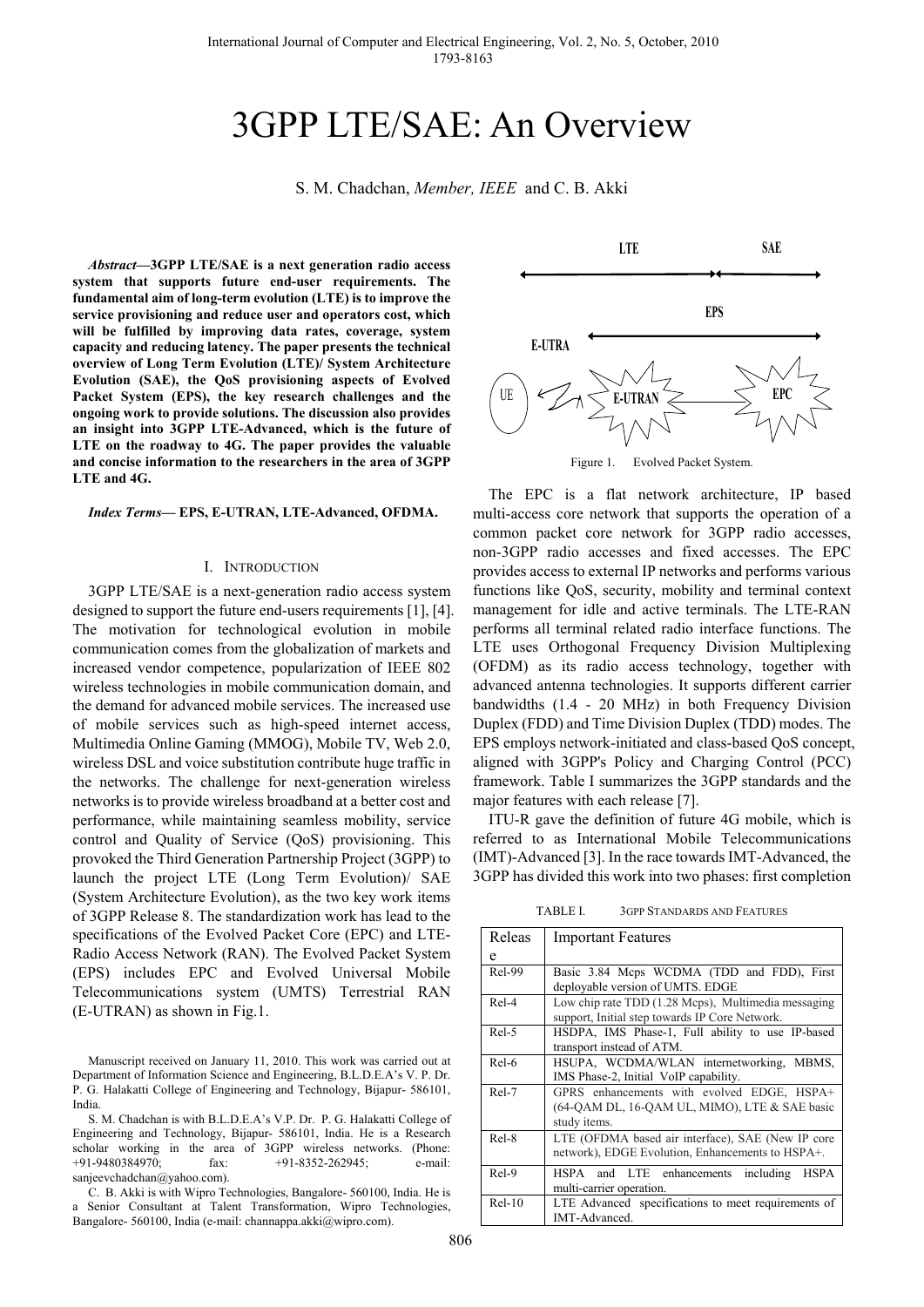# 3GPP LTE/SAE: An Overview

S. M. Chadchan, *Member, IEEE* and C. B. Akki

***Abstract*—3GPP LTE/SAE is a next generation radio access system that supports future end-user requirements. The fundamental aim of long-term evolution (LTE) is to improve the service provisioning and reduce user and operators cost, which will be fulfilled by improving data rates, coverage, system capacity and reducing latency. The paper presents the technical overview of Long Term Evolution (LTE)/ System Architecture Evolution (SAE), the QoS provisioning aspects of Evolved Packet System (EPS), the key research challenges and the ongoing work to provide solutions. The discussion also provides an insight into 3GPP LTE-Advanced, which is the future of LTE on the roadway to 4G. The paper provides the valuable and concise information to the researchers in the area of 3GPP LTE and 4G.**

***Index Terms*— EPS, E-UTRAN, LTE-Advanced, OFDMA.**

## I. Introduction

3GPP LTE/SAE is a next-generation radio access system designed to support the future end-users requirements [1], [4]. The motivation for technological evolution in mobile communication comes from the globalization of markets and increased vendor competence, popularization of IEEE 802 wireless technologies in mobile communication domain, and the demand for advanced mobile services. The increased use of mobile services such as high-speed internet access, Multimedia Online Gaming (MMOG), Mobile TV, Web 2.0, wireless DSL and voice substitution contribute huge traffic in the networks. The challenge for next-generation wireless networks is to provide wireless broadband at a better cost and performance, while maintaining seamless mobility, service control and Quality of Service (QoS) provisioning. This provoked the Third Generation Partnership Project (3GPP) to launch the project LTE (Long Term Evolution)/ SAE (System Architecture Evolution), as the two key work items of 3GPP Release 8. The standardization work has lead to the specifications of the Evolved Packet Core (EPC) and LTE-Radio Access Network (RAN). The Evolved Packet System (EPS) includes EPC and Evolved Universal Mobile Telecommunications system (UMTS) Terrestrial RAN (E-UTRAN) as shown in Fig.1.

Manuscript received on January 11, 2010. This work was carried out at Department of Information Science and Engineering, B.L.D.E.A's V. P. Dr. P. G. Halakatti College of Engineering and Technology, Bijapur- 586101, India.

S. M. Chadchan is with B.L.D.E.A's V.P. Dr. P. G. Halakatti College of Engineering and Technology, Bijapur- 586101, India. He is a Research scholar working in the area of 3GPP wireless networks. (Phone: +91-9480384970; fax: +91-8352-262945; e-mail: sanjeevchadchan@yahoo.com).

C. B. Akki is with Wipro Technologies, Bangalore- 560100, India. He is a Senior Consultant at Talent Transformation, Wipro Technologies, Bangalore- 560100, India (e-mail: channappa.akki@wipro.com).

Figure 1. Evolved Packet System.

The EPC is a flat network architecture, IP based multi-access core network that supports the operation of a common packet core network for 3GPP radio accesses, non-3GPP radio accesses and fixed accesses. The EPC provides access to external IP networks and performs various functions like QoS, security, mobility and terminal context management for idle and active terminals. The LTE-RAN performs all terminal related radio interface functions. The LTE uses Orthogonal Frequency Division Multiplexing (OFDM) as its radio access technology, together with advanced antenna technologies. It supports different carrier bandwidths (1.4 - 20 MHz) in both Frequency Division Duplex (FDD) and Time Division Duplex (TDD) modes. The EPS employs network-initiated and class-based QoS concept, aligned with 3GPP's Policy and Charging Control (PCC) framework. Table I summarizes the 3GPP standards and the major features with each release [7].

ITU-R gave the definition of future 4G mobile, which is referred to as International Mobile Telecommunications (IMT)-Advanced [3]. In the race towards IMT-Advanced, the 3GPP has divided this work into two phases: first completion

TABLE I. 3GPP Standards and Features

| Release | Important Features |
|---|---|
| Rel-99 | Basic 3.84 Mcps WCDMA (TDD and FDD), First deployable version of UMTS. EDGE |
| Rel-4 | Low chip rate TDD (1.28 Mcps), Multimedia messaging support, Initial step towards IP Core Network. |
| Rel-5 | HSDPA, IMS Phase-1, Full ability to use IP-based transport instead of ATM. |
| Rel-6 | HSUPA, WCDMA/WLAN internetworking, MBMS, IMS Phase-2, Initial VoIP capability. |
| Rel-7 | GPRS enhancements with evolved EDGE, HSPA+ (64-QAM DL, 16-QAM UL, MIMO), LTE & SAE basic study items. |
| Rel-8 | LTE (OFDMA based air interface), SAE (New IP core network), EDGE Evolution, Enhancements to HSPA+. |
| Rel-9 | HSPA and LTE enhancements including HSPA multi-carrier operation. |
| Rel-10 | LTE Advanced specifications to meet requirements of IMT-Advanced. |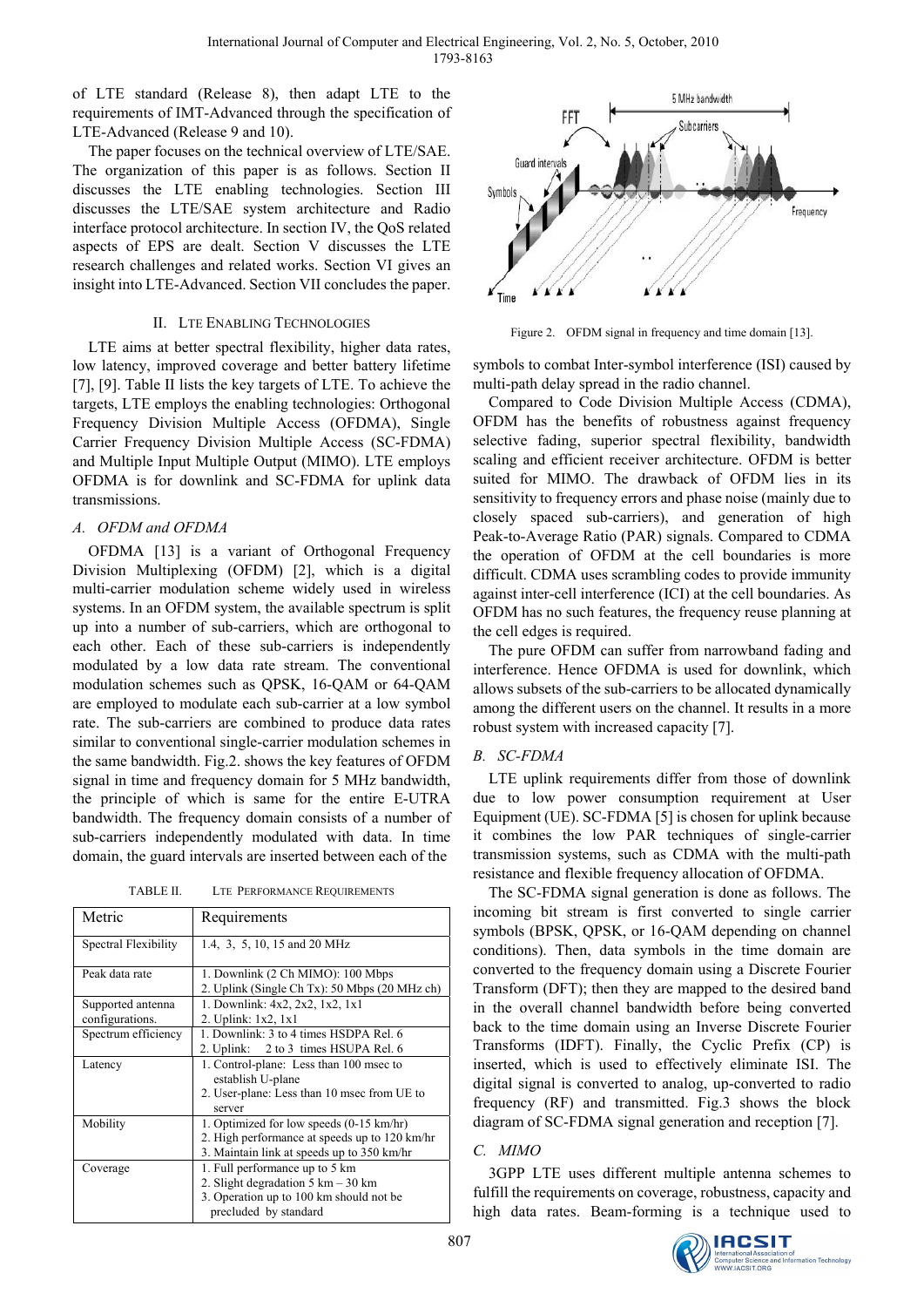of LTE standard (Release 8), then adapt LTE to the requirements of IMT-Advanced through the specification of LTE-Advanced (Release 9 and 10).

The paper focuses on the technical overview of LTE/SAE. The organization of this paper is as follows. Section II discusses the LTE enabling technologies. Section III discusses the LTE/SAE system architecture and Radio interface protocol architecture. In section IV, the QoS related aspects of EPS are dealt. Section V discusses the LTE research challenges and related works. Section VI gives an insight into LTE-Advanced. Section VII concludes the paper.

## II. LTE Enabling Technologies

LTE aims at better spectral flexibility, higher data rates, low latency, improved coverage and better battery lifetime [7], [9]. Table II lists the key targets of LTE. To achieve the targets, LTE employs the enabling technologies: Orthogonal Frequency Division Multiple Access (OFDMA), Single Carrier Frequency Division Multiple Access (SC-FDMA) and Multiple Input Multiple Output (MIMO). LTE employs OFDMA is for downlink and SC-FDMA for uplink data transmissions.

### *A. OFDM and OFDMA*

OFDMA [13] is a variant of Orthogonal Frequency Division Multiplexing (OFDM) [2], which is a digital multi-carrier modulation scheme widely used in wireless systems. In an OFDM system, the available spectrum is split up into a number of sub-carriers, which are orthogonal to each other. Each of these sub-carriers is independently modulated by a low data rate stream. The conventional modulation schemes such as QPSK, 16-QAM or 64-QAM are employed to modulate each sub-carrier at a low symbol rate. The sub-carriers are combined to produce data rates similar to conventional single-carrier modulation schemes in the same bandwidth. Fig.2. shows the key features of OFDM signal in time and frequency domain for 5 MHz bandwidth, the principle of which is same for the entire E-UTRA bandwidth. The frequency domain consists of a number of sub-carriers independently modulated with data. In time domain, the guard intervals are inserted between each of the symbols to combat Inter-symbol interference (ISI) caused by multi-path delay spread in the radio channel.

TABLE II. LTE Performance Requirements

| Metric | Requirements |
|---|---|
| Spectral Flexibility | 1.4, 3, 5, 10, 15 and 20 MHz |
| Peak data rate | 1. Downlink (2 Ch MIMO): 100 Mbps<br>2. Uplink (Single Ch Tx): 50 Mbps (20 MHz ch) |
| Supported antenna configurations. | 1. Downlink: 4x2, 2x2, 1x2, 1x1<br>2. Uplink: 1x2, 1x1 |
| Spectrum efficiency | 1. Downlink: 3 to 4 times HSDPA Rel. 6<br>2. Uplink: 2 to 3 times HSUPA Rel. 6 |
| Latency | 1. Control-plane: Less than 100 msec to establish U-plane<br>2. User-plane: Less than 10 msec from UE to server |
| Mobility | 1. Optimized for low speeds (0-15 km/hr)<br>2. High performance at speeds up to 120 km/hr<br>3. Maintain link at speeds up to 350 km/hr |
| Coverage | 1. Full performance up to 5 km<br>2. Slight degradation 5 km – 30 km<br>3. Operation up to 100 km should not be precluded by standard |

Figure 2. OFDM signal in frequency and time domain [13].

Compared to Code Division Multiple Access (CDMA), OFDM has the benefits of robustness against frequency selective fading, superior spectral flexibility, bandwidth scaling and efficient receiver architecture. OFDM is better suited for MIMO. The drawback of OFDM lies in its sensitivity to frequency errors and phase noise (mainly due to closely spaced sub-carriers), and generation of high Peak-to-Average Ratio (PAR) signals. Compared to CDMA the operation of OFDM at the cell boundaries is more difficult. CDMA uses scrambling codes to provide immunity against inter-cell interference (ICI) at the cell boundaries. As OFDM has no such features, the frequency reuse planning at the cell edges is required.

The pure OFDM can suffer from narrowband fading and interference. Hence OFDMA is used for downlink, which allows subsets of the sub-carriers to be allocated dynamically among the different users on the channel. It results in a more robust system with increased capacity [7].

### *B. SC-FDMA*

LTE uplink requirements differ from those of downlink due to low power consumption requirement at User Equipment (UE). SC-FDMA [5] is chosen for uplink because it combines the low PAR techniques of single-carrier transmission systems, such as CDMA with the multi-path resistance and flexible frequency allocation of OFDMA.

The SC-FDMA signal generation is done as follows. The incoming bit stream is first converted to single carrier symbols (BPSK, QPSK, or 16-QAM depending on channel conditions). Then, data symbols in the time domain are converted to the frequency domain using a Discrete Fourier Transform (DFT); then they are mapped to the desired band in the overall channel bandwidth before being converted back to the time domain using an Inverse Discrete Fourier Transforms (IDFT). Finally, the Cyclic Prefix (CP) is inserted, which is used to effectively eliminate ISI. The digital signal is converted to analog, up-converted to radio frequency (RF) and transmitted. Fig.3 shows the block diagram of SC-FDMA signal generation and reception [7].

### *C. MIMO*

3GPP LTE uses different multiple antenna schemes to fulfill the requirements on coverage, robustness, capacity and high data rates. Beam-forming is a technique used to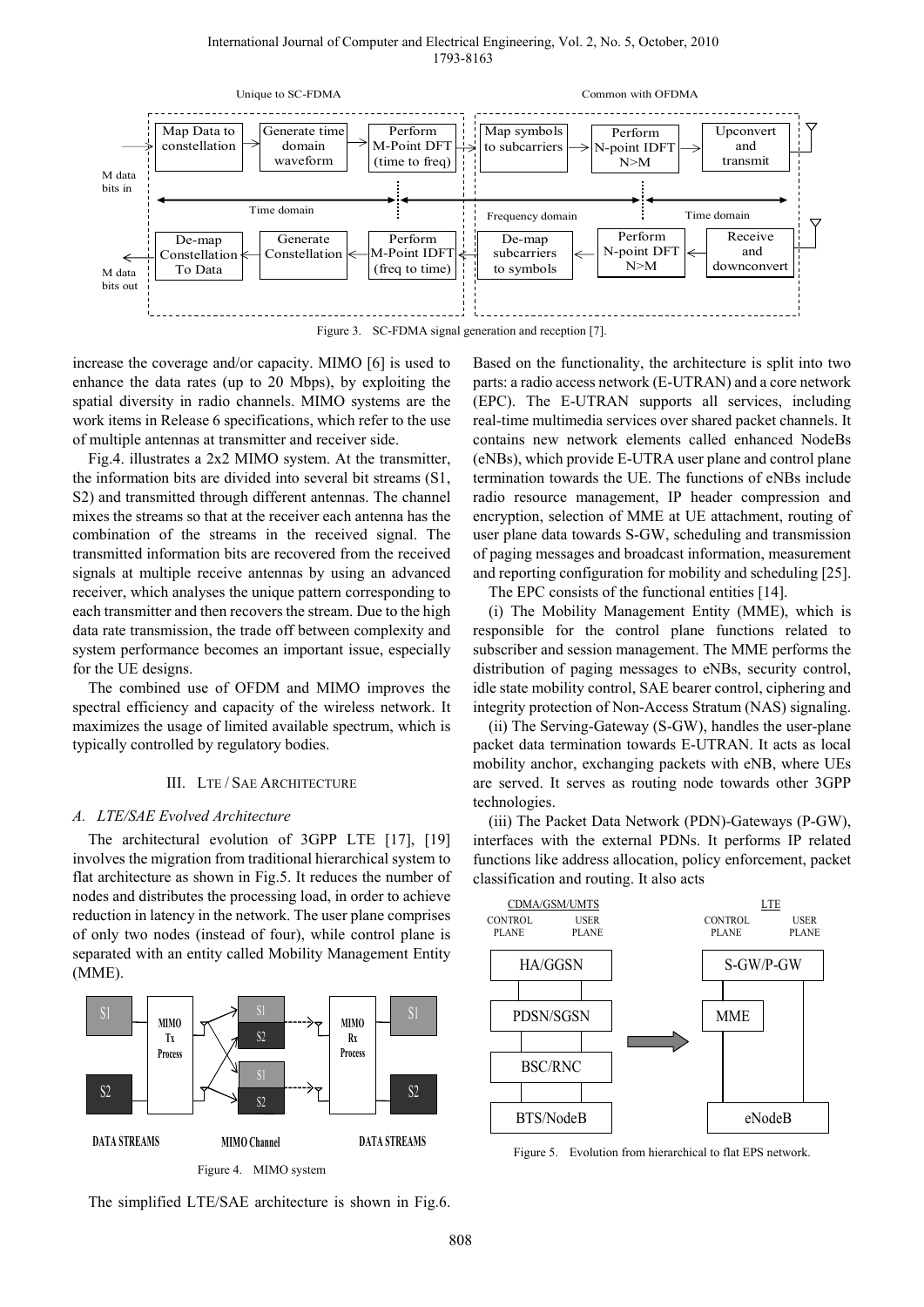Figure 3. SC-FDMA signal generation and reception [7].

increase the coverage and/or capacity. MIMO [6] is used to enhance the data rates (up to 20 Mbps), by exploiting the spatial diversity in radio channels. MIMO systems are the work items in Release 6 specifications, which refer to the use of multiple antennas at transmitter and receiver side.

Fig.4. illustrates a 2x2 MIMO system. At the transmitter, the information bits are divided into several bit streams (S1, S2) and transmitted through different antennas. The channel mixes the streams so that at the receiver each antenna has the combination of the streams in the received signal. The transmitted information bits are recovered from the received signals at multiple receive antennas by using an advanced receiver, which analyses the unique pattern corresponding to each transmitter and then recovers the stream. Due to the high data rate transmission, the trade off between complexity and system performance becomes an important issue, especially for the UE designs.

The combined use of OFDM and MIMO improves the spectral efficiency and capacity of the wireless network. It maximizes the usage of limited available spectrum, which is typically controlled by regulatory bodies.

## III. LTE / SAE Architecture

### A. LTE/SAE Evolved Architecture

The architectural evolution of 3GPP LTE [17], [19] involves the migration from traditional hierarchical system to flat architecture as shown in Fig.5. It reduces the number of nodes and distributes the processing load, in order to achieve reduction in latency in the network. The user plane comprises of only two nodes (instead of four), while control plane is separated with an entity called Mobility Management Entity (MME).

Figure 4. MIMO system

The simplified LTE/SAE architecture is shown in Fig.6. Based on the functionality, the architecture is split into two parts: a radio access network (E-UTRAN) and a core network (EPC). The E-UTRAN supports all services, including real-time multimedia services over shared packet channels. It contains new network elements called enhanced NodeBs (eNBs), which provide E-UTRA user plane and control plane termination towards the UE. The functions of eNBs include radio resource management, IP header compression and encryption, selection of MME at UE attachment, routing of user plane data towards S-GW, scheduling and transmission of paging messages and broadcast information, measurement and reporting configuration for mobility and scheduling [25].

The EPC consists of the functional entities [14].

(i) The Mobility Management Entity (MME), which is responsible for the control plane functions related to subscriber and session management. The MME performs the distribution of paging messages to eNBs, security control, idle state mobility control, SAE bearer control, ciphering and integrity protection of Non-Access Stratum (NAS) signaling.

(ii) The Serving-Gateway (S-GW), handles the user-plane packet data termination towards E-UTRAN. It acts as local mobility anchor, exchanging packets with eNB, where UEs are served. It serves as routing node towards other 3GPP technologies.

(iii) The Packet Data Network (PDN)-Gateways (P-GW), interfaces with the external PDNs. It performs IP related functions like address allocation, policy enforcement, packet classification and routing. It also acts

Figure 5. Evolution from hierarchical to flat EPS network.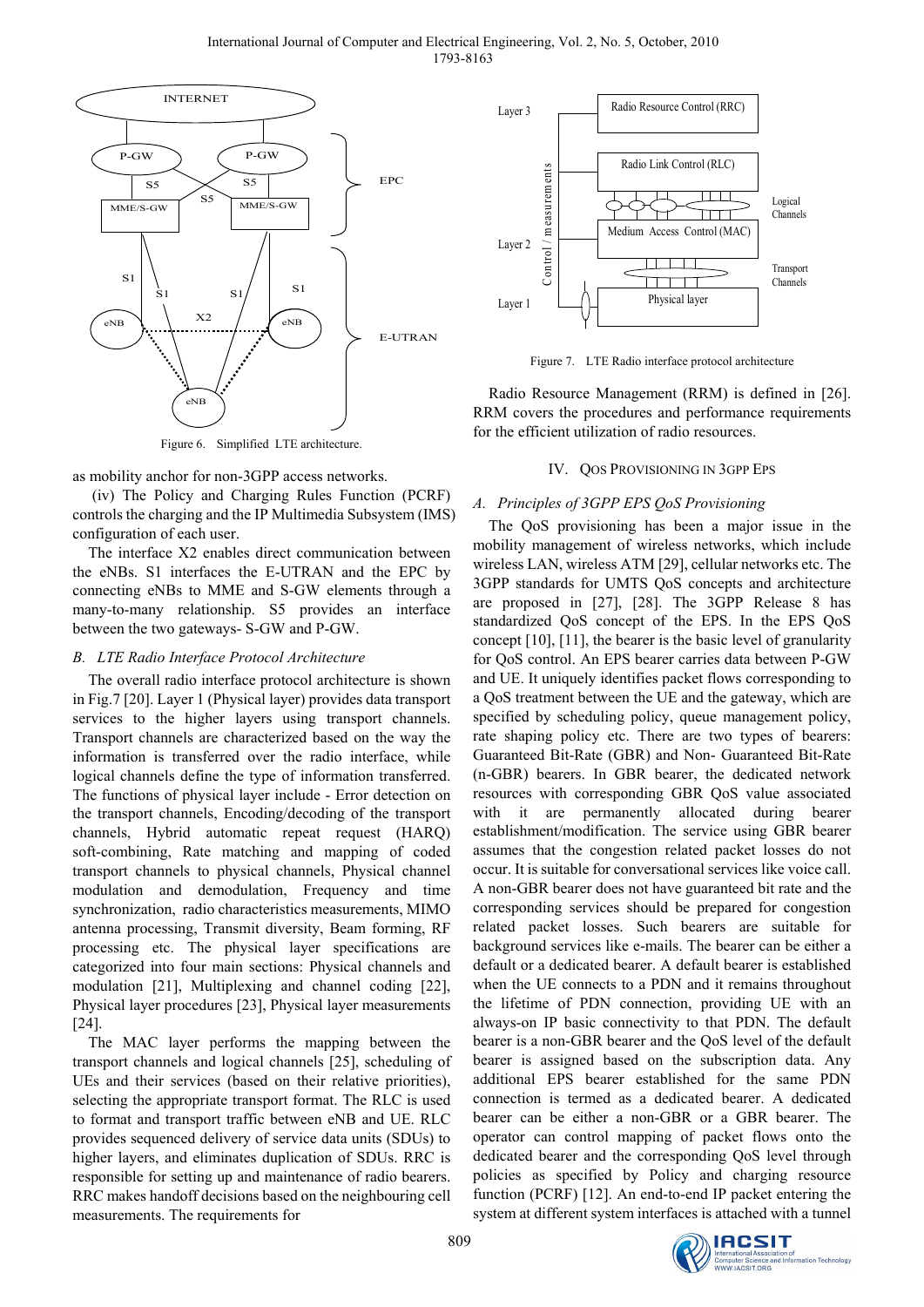as mobility anchor for non-3GPP access networks.

(iv) The Policy and Charging Rules Function (PCRF) controls the charging and the IP Multimedia Subsystem (IMS) configuration of each user.

The interface X2 enables direct communication between the eNBs. S1 interfaces the E-UTRAN and the EPC by connecting eNBs to MME and S-GW elements through a many-to-many relationship. S5 provides an interface between the two gateways- S-GW and P-GW.

Figure 6. Simplified LTE architecture.

### *B. LTE Radio Interface Protocol Architecture*

The overall radio interface protocol architecture is shown in Fig.7 [20]. Layer 1 (Physical layer) provides data transport services to the higher layers using transport channels. Transport channels are characterized based on the way the information is transferred over the radio interface, while logical channels define the type of information transferred. The functions of physical layer include - Error detection on the transport channels, Encoding/decoding of the transport channels, Hybrid automatic repeat request (HARQ) soft-combining, Rate matching and mapping of coded transport channels to physical channels, Physical channel modulation and demodulation, Frequency and time synchronization, radio characteristics measurements, MIMO antenna processing, Transmit diversity, Beam forming, RF processing etc. The physical layer specifications are categorized into four main sections: Physical channels and modulation [21], Multiplexing and channel coding [22], Physical layer procedures [23], Physical layer measurements [24].

The MAC layer performs the mapping between the transport channels and logical channels [25], scheduling of UEs and their services (based on their relative priorities), selecting the appropriate transport format. The RLC is used to format and transport traffic between eNB and UE. RLC provides sequenced delivery of service data units (SDUs) to higher layers, and eliminates duplication of SDUs. RRC is responsible for setting up and maintenance of radio bearers. RRC makes handoff decisions based on the neighbouring cell measurements. The requirements for

Figure 7. LTE Radio interface protocol architecture

Radio Resource Management (RRM) is defined in [26]. RRM covers the procedures and performance requirements for the efficient utilization of radio resources.

## IV. QoS Provisioning in 3GPP EPS

### *A. Principles of 3GPP EPS QoS Provisioning*

The QoS provisioning has been a major issue in the mobility management of wireless networks, which include wireless LAN, wireless ATM [29], cellular networks etc. The 3GPP standards for UMTS QoS concepts and architecture are proposed in [27], [28]. The 3GPP Release 8 has standardized QoS concept of the EPS. In the EPS QoS concept [10], [11], the bearer is the basic level of granularity for QoS control. An EPS bearer carries data between P-GW and UE. It uniquely identifies packet flows corresponding to a QoS treatment between the UE and the gateway, which are specified by scheduling policy, queue management policy, rate shaping policy etc. There are two types of bearers: Guaranteed Bit-Rate (GBR) and Non- Guaranteed Bit-Rate (n-GBR) bearers. In GBR bearer, the dedicated network resources with corresponding GBR QoS value associated with it are permanently allocated during bearer establishment/modification. The service using GBR bearer assumes that the congestion related packet losses do not occur. It is suitable for conversational services like voice call. A non-GBR bearer does not have guaranteed bit rate and the corresponding services should be prepared for congestion related packet losses. Such bearers are suitable for background services like e-mails. The bearer can be either a default or a dedicated bearer. A default bearer is established when the UE connects to a PDN and it remains throughout the lifetime of PDN connection, providing UE with an always-on IP basic connectivity to that PDN. The default bearer is a non-GBR bearer and the QoS level of the default bearer is assigned based on the subscription data. Any additional EPS bearer established for the same PDN connection is termed as a dedicated bearer. A dedicated bearer can be either a non-GBR or a GBR bearer. The operator can control mapping of packet flows onto the dedicated bearer and the corresponding QoS level through policies as specified by Policy and charging resource function (PCRF) [12]. An end-to-end IP packet entering the system at different system interfaces is attached with a tunnel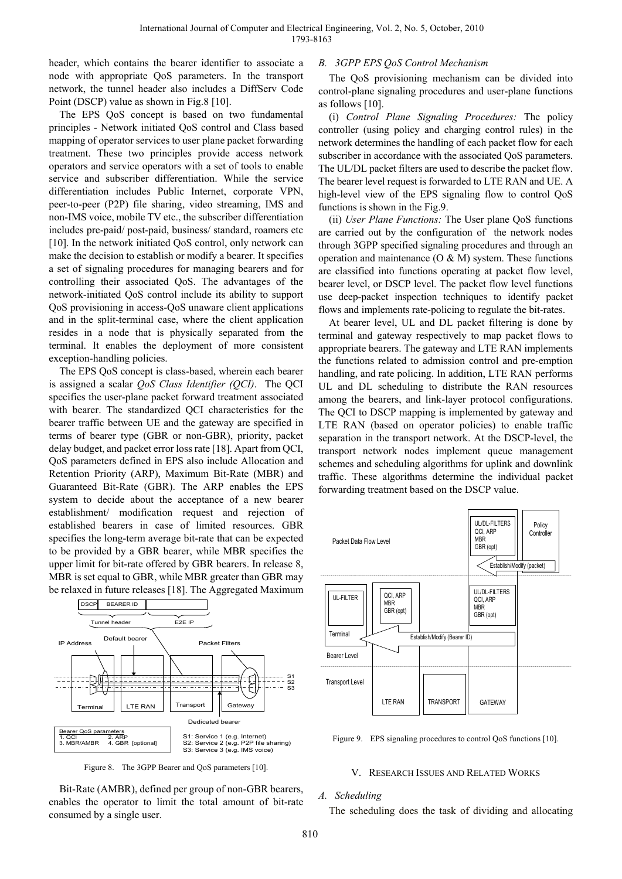header, which contains the bearer identifier to associate a node with appropriate QoS parameters. In the transport network, the tunnel header also includes a DiffServ Code Point (DSCP) value as shown in Fig.8 [10].

The EPS QoS concept is based on two fundamental principles - Network initiated QoS control and Class based mapping of operator services to user plane packet forwarding treatment. These two principles provide access network operators and service operators with a set of tools to enable service and subscriber differentiation. While the service differentiation includes Public Internet, corporate VPN, peer-to-peer (P2P) file sharing, video streaming, IMS and non-IMS voice, mobile TV etc., the subscriber differentiation includes pre-paid/ post-paid, business/ standard, roamers etc [10]. In the network initiated QoS control, only network can make the decision to establish or modify a bearer. It specifies a set of signaling procedures for managing bearers and for controlling their associated QoS. The advantages of the network-initiated QoS control include its ability to support QoS provisioning in access-QoS unaware client applications and in the split-terminal case, where the client application resides in a node that is physically separated from the terminal. It enables the deployment of more consistent exception-handling policies.

The EPS QoS concept is class-based, wherein each bearer is assigned a scalar *QoS Class Identifier (QCI)*. The QCI specifies the user-plane packet forward treatment associated with bearer. The standardized QCI characteristics for the bearer traffic between UE and the gateway are specified in terms of bearer type (GBR or non-GBR), priority, packet delay budget, and packet error loss rate [18]. Apart from QCI, QoS parameters defined in EPS also include Allocation and Retention Priority (ARP), Maximum Bit-Rate (MBR) and Guaranteed Bit-Rate (GBR). The ARP enables the EPS system to decide about the acceptance of a new bearer establishment/ modification request and rejection of established bearers in case of limited resources. GBR specifies the long-term average bit-rate that can be expected to be provided by a GBR bearer, while MBR specifies the upper limit for bit-rate offered by GBR bearers. In release 8, MBR is set equal to GBR, while MBR greater than GBR may be relaxed in future releases [18]. The Aggregated Maximum Bit-Rate (AMBR), defined per group of non-GBR bearers, enables the operator to limit the total amount of bit-rate consumed by a single user.

Figure 8. The 3GPP Bearer and QoS parameters [10].

### *B. 3GPP EPS QoS Control Mechanism*

The QoS provisioning mechanism can be divided into control-plane signaling procedures and user-plane functions as follows [10].

(i) *Control Plane Signaling Procedures:* The policy controller (using policy and charging control rules) in the network determines the handling of each packet flow for each subscriber in accordance with the associated QoS parameters. The UL/DL packet filters are used to describe the packet flow. The bearer level request is forwarded to LTE RAN and UE. A high-level view of the EPS signaling flow to control QoS functions is shown in the Fig.9.

(ii) *User Plane Functions:* The User plane QoS functions are carried out by the configuration of the network nodes through 3GPP specified signaling procedures and through an operation and maintenance (O & M) system. These functions are classified into functions operating at packet flow level, bearer level, or DSCP level. The packet flow level functions use deep-packet inspection techniques to identify packet flows and implements rate-policing to regulate the bit-rates.

At bearer level, UL and DL packet filtering is done by terminal and gateway respectively to map packet flows to appropriate bearers. The gateway and LTE RAN implements the functions related to admission control and pre-emption handling, and rate policing. In addition, LTE RAN performs UL and DL scheduling to distribute the RAN resources among the bearers, and link-layer protocol configurations. The QCI to DSCP mapping is implemented by gateway and LTE RAN (based on operator policies) to enable traffic separation in the transport network. At the DSCP-level, the transport network nodes implement queue management schemes and scheduling algorithms for uplink and downlink traffic. These algorithms determine the individual packet forwarding treatment based on the DSCP value.

Figure 9. EPS signaling procedures to control QoS functions [10].

## V. RESEARCH ISSUES AND RELATED WORKS

### *A. Scheduling*

The scheduling does the task of dividing and allocating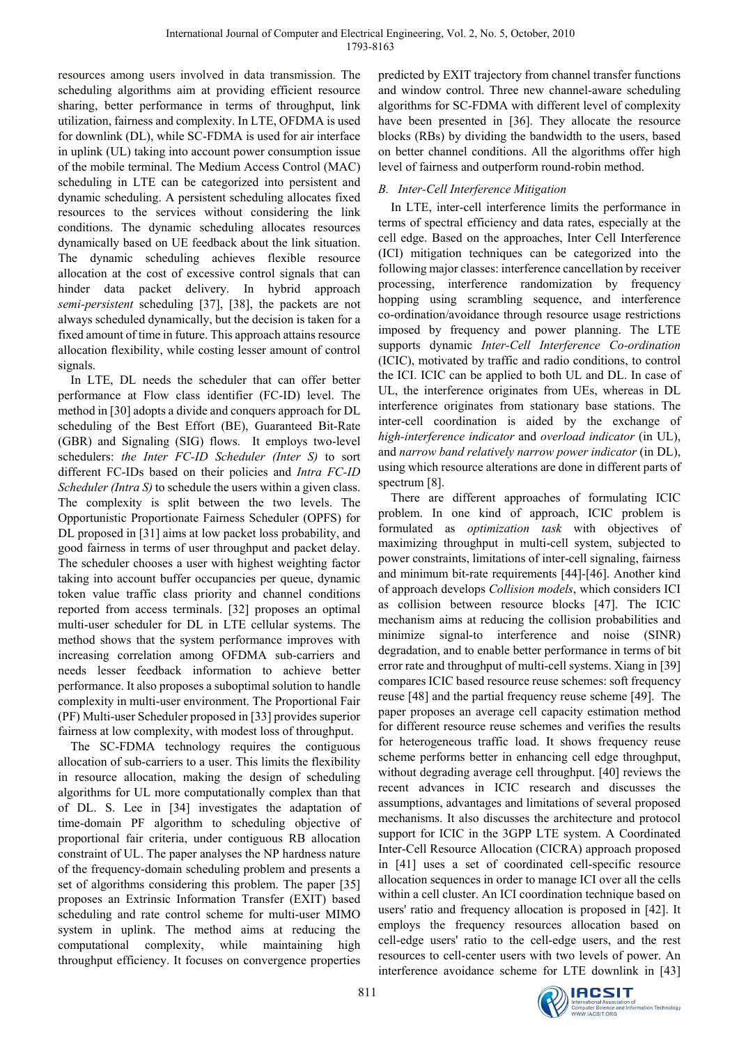resources among users involved in data transmission. The scheduling algorithms aim at providing efficient resource sharing, better performance in terms of throughput, link utilization, fairness and complexity. In LTE, OFDMA is used for downlink (DL), while SC-FDMA is used for air interface in uplink (UL) taking into account power consumption issue of the mobile terminal. The Medium Access Control (MAC) scheduling in LTE can be categorized into persistent and dynamic scheduling. A persistent scheduling allocates fixed resources to the services without considering the link conditions. The dynamic scheduling allocates resources dynamically based on UE feedback about the link situation. The dynamic scheduling achieves flexible resource allocation at the cost of excessive control signals that can hinder data packet delivery. In hybrid approach *semi-persistent* scheduling [37], [38], the packets are not always scheduled dynamically, but the decision is taken for a fixed amount of time in future. This approach attains resource allocation flexibility, while costing lesser amount of control signals.

In LTE, DL needs the scheduler that can offer better performance at Flow class identifier (FC-ID) level. The method in [30] adopts a divide and conquers approach for DL scheduling of the Best Effort (BE), Guaranteed Bit-Rate (GBR) and Signaling (SIG) flows. It employs two-level schedulers: *the Inter FC-ID Scheduler (Inter S)* to sort different FC-IDs based on their policies and *Intra FC-ID Scheduler (Intra S)* to schedule the users within a given class. The complexity is split between the two levels. The Opportunistic Proportionate Fairness Scheduler (OPFS) for DL proposed in [31] aims at low packet loss probability, and good fairness in terms of user throughput and packet delay. The scheduler chooses a user with highest weighting factor taking into account buffer occupancies per queue, dynamic token value traffic class priority and channel conditions reported from access terminals. [32] proposes an optimal multi-user scheduler for DL in LTE cellular systems. The method shows that the system performance improves with increasing correlation among OFDMA sub-carriers and needs lesser feedback information to achieve better performance. It also proposes a suboptimal solution to handle complexity in multi-user environment. The Proportional Fair (PF) Multi-user Scheduler proposed in [33] provides superior fairness at low complexity, with modest loss of throughput.

The SC-FDMA technology requires the contiguous allocation of sub-carriers to a user. This limits the flexibility in resource allocation, making the design of scheduling algorithms for UL more computationally complex than that of DL. S. Lee in [34] investigates the adaptation of time-domain PF algorithm to scheduling objective of proportional fair criteria, under contiguous RB allocation constraint of UL. The paper analyses the NP hardness nature of the frequency-domain scheduling problem and presents a set of algorithms considering this problem. The paper [35] proposes an Extrinsic Information Transfer (EXIT) based scheduling and rate control scheme for multi-user MIMO system in uplink. The method aims at reducing the computational complexity, while maintaining high throughput efficiency. It focuses on convergence properties predicted by EXIT trajectory from channel transfer functions and window control. Three new channel-aware scheduling algorithms for SC-FDMA with different level of complexity have been presented in [36]. They allocate the resource blocks (RBs) by dividing the bandwidth to the users, based on better channel conditions. All the algorithms offer high level of fairness and outperform round-robin method.

### *B. Inter-Cell Interference Mitigation*

In LTE, inter-cell interference limits the performance in terms of spectral efficiency and data rates, especially at the cell edge. Based on the approaches, Inter Cell Interference (ICI) mitigation techniques can be categorized into the following major classes: interference cancellation by receiver processing, interference randomization by frequency hopping using scrambling sequence, and interference co-ordination/avoidance through resource usage restrictions imposed by frequency and power planning. The LTE supports dynamic *Inter-Cell Interference Co-ordination* (ICIC), motivated by traffic and radio conditions, to control the ICI. ICIC can be applied to both UL and DL. In case of UL, the interference originates from UEs, whereas in DL interference originates from stationary base stations. The inter-cell coordination is aided by the exchange of *high-interference indicator* and *overload indicator* (in UL), and *narrow band relatively narrow power indicator* (in DL), using which resource alterations are done in different parts of spectrum [8].

There are different approaches of formulating ICIC problem. In one kind of approach, ICIC problem is formulated as *optimization task* with objectives of maximizing throughput in multi-cell system, subjected to power constraints, limitations of inter-cell signaling, fairness and minimum bit-rate requirements [44]-[46]. Another kind of approach develops *Collision models*, which considers ICI as collision between resource blocks [47]. The ICIC mechanism aims at reducing the collision probabilities and minimize signal-to interference and noise (SINR) degradation, and to enable better performance in terms of bit error rate and throughput of multi-cell systems. Xiang in [39] compares ICIC based resource reuse schemes: soft frequency reuse [48] and the partial frequency reuse scheme [49]. The paper proposes an average cell capacity estimation method for different resource reuse schemes and verifies the results for heterogeneous traffic load. It shows frequency reuse scheme performs better in enhancing cell edge throughput, without degrading average cell throughput. [40] reviews the recent advances in ICIC research and discusses the assumptions, advantages and limitations of several proposed mechanisms. It also discusses the architecture and protocol support for ICIC in the 3GPP LTE system. A Coordinated Inter-Cell Resource Allocation (CICRA) approach proposed in [41] uses a set of coordinated cell-specific resource allocation sequences in order to manage ICI over all the cells within a cell cluster. An ICI coordination technique based on users' ratio and frequency allocation is proposed in [42]. It employs the frequency resources allocation based on cell-edge users' ratio to the cell-edge users, and the rest resources to cell-center users with two levels of power. An interference avoidance scheme for LTE downlink in [43]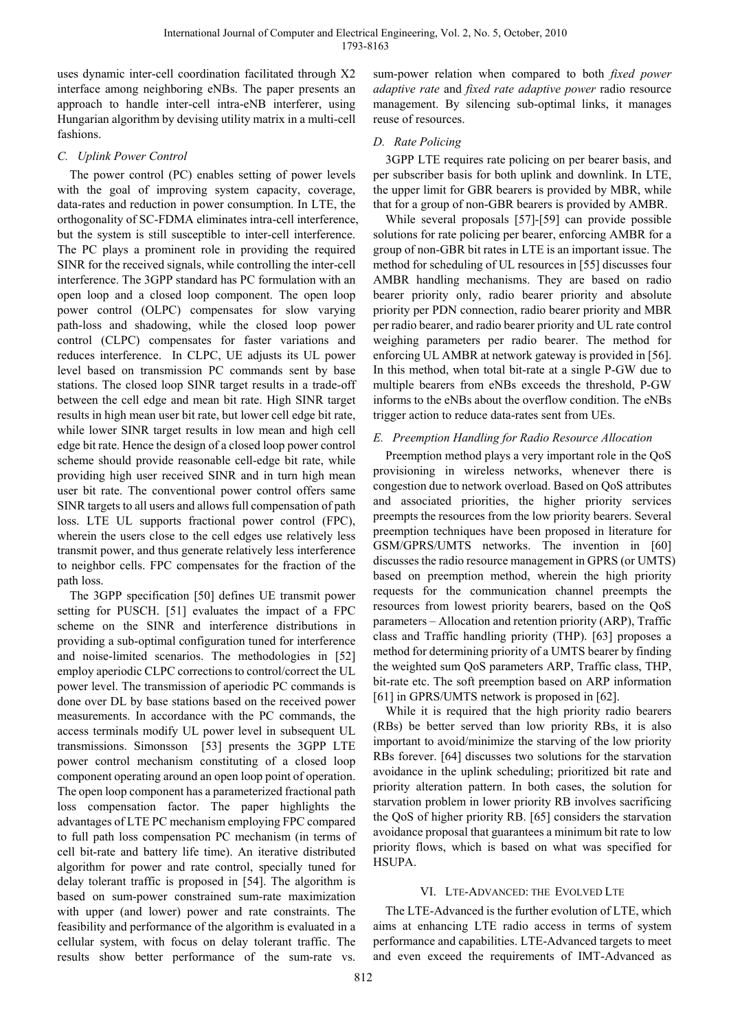uses dynamic inter-cell coordination facilitated through X2 interface among neighboring eNBs. The paper presents an approach to handle inter-cell intra-eNB interferer, using Hungarian algorithm by devising utility matrix in a multi-cell fashions.

### *C. Uplink Power Control*

The power control (PC) enables setting of power levels with the goal of improving system capacity, coverage, data-rates and reduction in power consumption. In LTE, the orthogonality of SC-FDMA eliminates intra-cell interference, but the system is still susceptible to inter-cell interference. The PC plays a prominent role in providing the required SINR for the received signals, while controlling the inter-cell interference. The 3GPP standard has PC formulation with an open loop and a closed loop component. The open loop power control (OLPC) compensates for slow varying path-loss and shadowing, while the closed loop power control (CLPC) compensates for faster variations and reduces interference. In CLPC, UE adjusts its UL power level based on transmission PC commands sent by base stations. The closed loop SINR target results in a trade-off between the cell edge and mean bit rate. High SINR target results in high mean user bit rate, but lower cell edge bit rate, while lower SINR target results in low mean and high cell edge bit rate. Hence the design of a closed loop power control scheme should provide reasonable cell-edge bit rate, while providing high user received SINR and in turn high mean user bit rate. The conventional power control offers same SINR targets to all users and allows full compensation of path loss. LTE UL supports fractional power control (FPC), wherein the users close to the cell edges use relatively less transmit power, and thus generate relatively less interference to neighbor cells. FPC compensates for the fraction of the path loss.

The 3GPP specification [50] defines UE transmit power setting for PUSCH. [51] evaluates the impact of a FPC scheme on the SINR and interference distributions in providing a sub-optimal configuration tuned for interference and noise-limited scenarios. The methodologies in [52] employ aperiodic CLPC corrections to control/correct the UL power level. The transmission of aperiodic PC commands is done over DL by base stations based on the received power measurements. In accordance with the PC commands, the access terminals modify UL power level in subsequent UL transmissions. Simonsson [53] presents the 3GPP LTE power control mechanism constituting of a closed loop component operating around an open loop point of operation. The open loop component has a parameterized fractional path loss compensation factor. The paper highlights the advantages of LTE PC mechanism employing FPC compared to full path loss compensation PC mechanism (in terms of cell bit-rate and battery life time). An iterative distributed algorithm for power and rate control, specially tuned for delay tolerant traffic is proposed in [54]. The algorithm is based on sum-power constrained sum-rate maximization with upper (and lower) power and rate constraints. The feasibility and performance of the algorithm is evaluated in a cellular system, with focus on delay tolerant traffic. The results show better performance of the sum-rate vs. sum-power relation when compared to both *fixed power adaptive rate* and *fixed rate adaptive power* radio resource management. By silencing sub-optimal links, it manages reuse of resources.

### *D. Rate Policing*

3GPP LTE requires rate policing on per bearer basis, and per subscriber basis for both uplink and downlink. In LTE, the upper limit for GBR bearers is provided by MBR, while that for a group of non-GBR bearers is provided by AMBR.

While several proposals [57]-[59] can provide possible solutions for rate policing per bearer, enforcing AMBR for a group of non-GBR bit rates in LTE is an important issue. The method for scheduling of UL resources in [55] discusses four AMBR handling mechanisms. They are based on radio bearer priority only, radio bearer priority and absolute priority per PDN connection, radio bearer priority and MBR per radio bearer, and radio bearer priority and UL rate control weighing parameters per radio bearer. The method for enforcing UL AMBR at network gateway is provided in [56]. In this method, when total bit-rate at a single P-GW due to multiple bearers from eNBs exceeds the threshold, P-GW informs to the eNBs about the overflow condition. The eNBs trigger action to reduce data-rates sent from UEs.

### *E. Preemption Handling for Radio Resource Allocation*

Preemption method plays a very important role in the QoS provisioning in wireless networks, whenever there is congestion due to network overload. Based on QoS attributes and associated priorities, the higher priority services preempts the resources from the low priority bearers. Several preemption techniques have been proposed in literature for GSM/GPRS/UMTS networks. The invention in [60] discusses the radio resource management in GPRS (or UMTS) based on preemption method, wherein the high priority requests for the communication channel preempts the resources from lowest priority bearers, based on the QoS parameters – Allocation and retention priority (ARP), Traffic class and Traffic handling priority (THP). [63] proposes a method for determining priority of a UMTS bearer by finding the weighted sum QoS parameters ARP, Traffic class, THP, bit-rate etc. The soft preemption based on ARP information [61] in GPRS/UMTS network is proposed in [62].

While it is required that the high priority radio bearers (RBs) be better served than low priority RBs, it is also important to avoid/minimize the starving of the low priority RBs forever. [64] discusses two solutions for the starvation avoidance in the uplink scheduling; prioritized bit rate and priority alteration pattern. In both cases, the solution for starvation problem in lower priority RB involves sacrificing the QoS of higher priority RB. [65] considers the starvation avoidance proposal that guarantees a minimum bit rate to low priority flows, which is based on what was specified for HSUPA.

## VI. LTE-Advanced: the Evolved LTE

The LTE-Advanced is the further evolution of LTE, which aims at enhancing LTE radio access in terms of system performance and capabilities. LTE-Advanced targets to meet and even exceed the requirements of IMT-Advanced as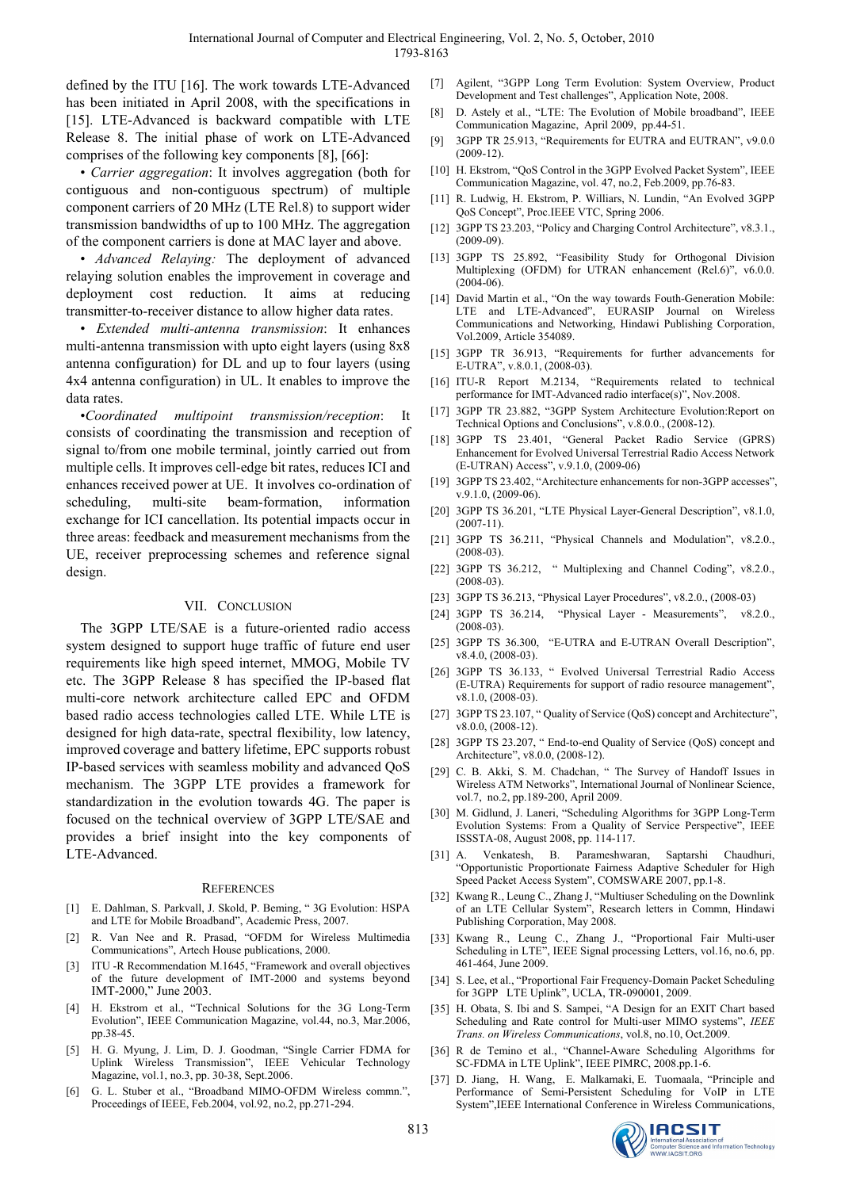defined by the ITU [16]. The work towards LTE-Advanced has been initiated in April 2008, with the specifications in [15]. LTE-Advanced is backward compatible with LTE Release 8. The initial phase of work on LTE-Advanced comprises of the following key components [8], [66]:

• *Carrier aggregation*: It involves aggregation (both for contiguous and non-contiguous spectrum) of multiple component carriers of 20 MHz (LTE Rel.8) to support wider transmission bandwidths of up to 100 MHz. The aggregation of the component carriers is done at MAC layer and above.

• *Advanced Relaying:* The deployment of advanced relaying solution enables the improvement in coverage and deployment cost reduction. It aims at reducing transmitter-to-receiver distance to allow higher data rates.

• *Extended multi-antenna transmission*: It enhances multi-antenna transmission with upto eight layers (using 8x8 antenna configuration) for DL and up to four layers (using 4x4 antenna configuration) in UL. It enables to improve the data rates.

•*Coordinated multipoint transmission/reception*: It consists of coordinating the transmission and reception of signal to/from one mobile terminal, jointly carried out from multiple cells. It improves cell-edge bit rates, reduces ICI and enhances received power at UE. It involves co-ordination of scheduling, multi-site beam-formation, information exchange for ICI cancellation. Its potential impacts occur in three areas: feedback and measurement mechanisms from the UE, receiver preprocessing schemes and reference signal design.

## VII. Conclusion

The 3GPP LTE/SAE is a future-oriented radio access system designed to support huge traffic of future end user requirements like high speed internet, MMOG, Mobile TV etc. The 3GPP Release 8 has specified the IP-based flat multi-core network architecture called EPC and OFDM based radio access technologies called LTE. While LTE is designed for high data-rate, spectral flexibility, low latency, improved coverage and battery lifetime, EPC supports robust IP-based services with seamless mobility and advanced QoS mechanism. The 3GPP LTE provides a framework for standardization in the evolution towards 4G. The paper is focused on the technical overview of 3GPP LTE/SAE and provides a brief insight into the key components of LTE-Advanced.

## References

[1] E. Dahlman, S. Parkvall, J. Skold, P. Beming, " 3G Evolution: HSPA and LTE for Mobile Broadband", Academic Press, 2007.

[2] R. Van Nee and R. Prasad, "OFDM for Wireless Multimedia Communications", Artech House publications, 2000.

[3] ITU -R Recommendation M.1645, "Framework and overall objectives of the future development of IMT-2000 and systems beyond IMT-2000," June 2003.

[4] H. Ekstrom et al., "Technical Solutions for the 3G Long-Term Evolution", IEEE Communication Magazine, vol.44, no.3, Mar.2006, pp.38-45.

[5] H. G. Myung, J. Lim, D. J. Goodman, "Single Carrier FDMA for Uplink Wireless Transmission", IEEE Vehicular Technology Magazine, vol.1, no.3, pp. 30-38, Sept.2006.

[6] G. L. Stuber et al., "Broadband MIMO-OFDM Wireless commn.", Proceedings of IEEE, Feb.2004, vol.92, no.2, pp.271-294.

[7] Agilent, "3GPP Long Term Evolution: System Overview, Product Development and Test challenges", Application Note, 2008.

[8] D. Astely et al., "LTE: The Evolution of Mobile broadband", IEEE Communication Magazine, April 2009, pp.44-51.

[9] 3GPP TR 25.913, "Requirements for EUTRA and EUTRAN", v9.0.0 (2009-12).

[10] H. Ekstrom, "QoS Control in the 3GPP Evolved Packet System", IEEE Communication Magazine, vol. 47, no.2, Feb.2009, pp.76-83.

[11] R. Ludwig, H. Ekstrom, P. Williars, N. Lundin, "An Evolved 3GPP QoS Concept", Proc.IEEE VTC, Spring 2006.

[12] 3GPP TS 23.203, "Policy and Charging Control Architecture", v8.3.1., (2009-09).

[13] 3GPP TS 25.892, "Feasibility Study for Orthogonal Division Multiplexing (OFDM) for UTRAN enhancement (Rel.6)", v6.0.0. (2004-06).

[14] David Martin et al., "On the way towards Fouth-Generation Mobile: LTE and LTE-Advanced", EURASIP Journal on Wireless Communications and Networking, Hindawi Publishing Corporation, Vol.2009, Article 354089.

[15] 3GPP TR 36.913, "Requirements for further advancements for E-UTRA", v.8.0.1, (2008-03).

[16] ITU-R Report M.2134, "Requirements related to technical performance for IMT-Advanced radio interface(s)", Nov.2008.

[17] 3GPP TR 23.882, "3GPP System Architecture Evolution:Report on Technical Options and Conclusions", v.8.0.0., (2008-12).

[18] 3GPP TS 23.401, "General Packet Radio Service (GPRS) Enhancement for Evolved Universal Terrestrial Radio Access Network (E-UTRAN) Access", v.9.1.0, (2009-06)

[19] 3GPP TS 23.402, "Architecture enhancements for non-3GPP accesses", v.9.1.0, (2009-06).

[20] 3GPP TS 36.201, "LTE Physical Layer-General Description", v8.1.0, (2007-11).

[21] 3GPP TS 36.211, "Physical Channels and Modulation", v8.2.0., (2008-03).

[22] 3GPP TS 36.212, " Multiplexing and Channel Coding", v8.2.0., (2008-03).

[23] 3GPP TS 36.213, "Physical Layer Procedures", v8.2.0., (2008-03)

[24] 3GPP TS 36.214, "Physical Layer - Measurements", v8.2.0., (2008-03).

[25] 3GPP TS 36.300, "E-UTRA and E-UTRAN Overall Description", v8.4.0, (2008-03).

[26] 3GPP TS 36.133, " Evolved Universal Terrestrial Radio Access (E-UTRA) Requirements for support of radio resource management", v8.1.0, (2008-03).

[27] 3GPP TS 23.107, " Quality of Service (QoS) concept and Architecture", v8.0.0, (2008-12).

[28] 3GPP TS 23.207, " End-to-end Quality of Service (QoS) concept and Architecture", v8.0.0, (2008-12).

[29] C. B. Akki, S. M. Chadchan, " The Survey of Handoff Issues in Wireless ATM Networks", International Journal of Nonlinear Science, vol.7, no.2, pp.189-200, April 2009.

[30] M. Gidlund, J. Laneri, "Scheduling Algorithms for 3GPP Long-Term Evolution Systems: From a Quality of Service Perspective", IEEE ISSSTA-08, August 2008, pp. 114-117.

[31] A. Venkatesh, B. Parameshwaran, Saptarshi Chaudhuri, "Opportunistic Proportionate Fairness Adaptive Scheduler for High Speed Packet Access System", COMSWARE 2007, pp.1-8.

[32] Kwang R., Leung C., Zhang J, "Multiuser Scheduling on the Downlink of an LTE Cellular System", Research letters in Commn, Hindawi Publishing Corporation, May 2008.

[33] Kwang R., Leung C., Zhang J., "Proportional Fair Multi-user Scheduling in LTE", IEEE Signal processing Letters, vol.16, no.6, pp. 461-464, June 2009.

[34] S. Lee, et al., "Proportional Fair Frequency-Domain Packet Scheduling for 3GPP LTE Uplink", UCLA, TR-090001, 2009.

[35] H. Obata, S. Ibi and S. Sampei, "A Design for an EXIT Chart based Scheduling and Rate control for Multi-user MIMO systems", *IEEE Trans. on Wireless Communications*, vol.8, no.10, Oct.2009.

[36] R de Temino et al., "Channel-Aware Scheduling Algorithms for SC-FDMA in LTE Uplink", IEEE PIMRC, 2008.pp.1-6.

[37] D. Jiang, H. Wang, E. Malkamaki, E. Tuomaala, "Principle and Performance of Semi-Persistent Scheduling for VoIP in LTE System",IEEE International Conference in Wireless Communications,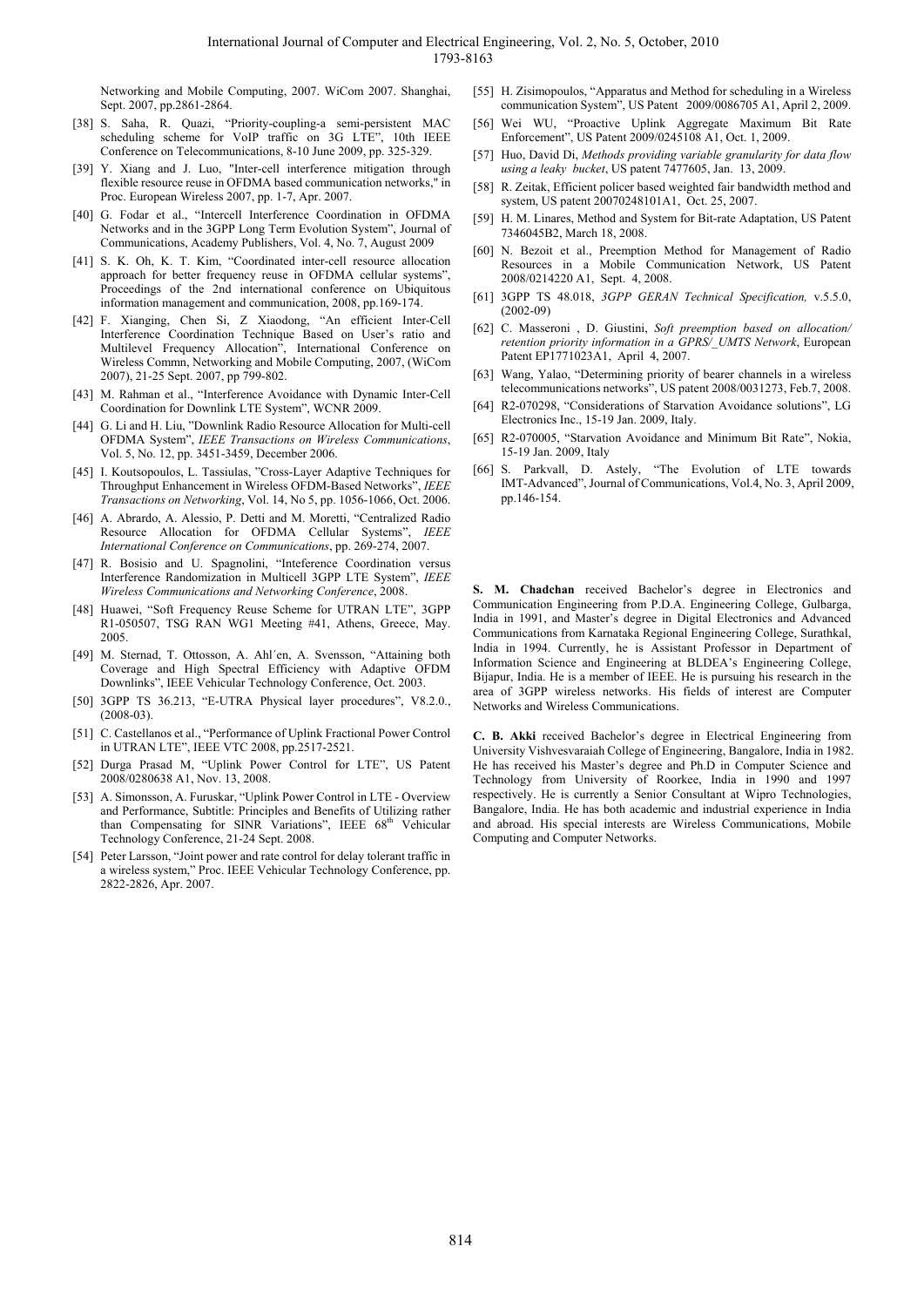Networking and Mobile Computing, 2007. WiCom 2007. Shanghai, Sept. 2007, pp.2861-2864.

[38] S. Saha, R. Quazi, "Priority-coupling-a semi-persistent MAC scheduling scheme for VoIP traffic on 3G LTE", 10th IEEE Conference on Telecommunications, 8-10 June 2009, pp. 325-329.

[39] Y. Xiang and J. Luo, "Inter-cell interference mitigation through flexible resource reuse in OFDMA based communication networks," in Proc. European Wireless 2007, pp. 1-7, Apr. 2007.

[40] G. Fodar et al., "Intercell Interference Coordination in OFDMA Networks and in the 3GPP Long Term Evolution System", Journal of Communications, Academy Publishers, Vol. 4, No. 7, August 2009

[41] S. K. Oh, K. T. Kim, "Coordinated inter-cell resource allocation approach for better frequency reuse in OFDMA cellular systems", Proceedings of the 2nd international conference on Ubiquitous information management and communication, 2008, pp.169-174.

[42] F. Xianging, Chen Si, Z Xiaodong, "An efficient Inter-Cell Interference Coordination Technique Based on User's ratio and Multilevel Frequency Allocation", International Conference on Wireless Commn, Networking and Mobile Computing, 2007, (WiCom 2007), 21-25 Sept. 2007, pp 799-802.

[43] M. Rahman et al., "Interference Avoidance with Dynamic Inter-Cell Coordination for Downlink LTE System", WCNR 2009.

[44] G. Li and H. Liu, "Downlink Radio Resource Allocation for Multi-cell OFDMA System", *IEEE Transactions on Wireless Communications*, Vol. 5, No. 12, pp. 3451-3459, December 2006.

[45] I. Koutsopoulos, L. Tassiulas, "Cross-Layer Adaptive Techniques for Throughput Enhancement in Wireless OFDM-Based Networks", *IEEE Transactions on Networking*, Vol. 14, No 5, pp. 1056-1066, Oct. 2006.

[46] A. Abrardo, A. Alessio, P. Detti and M. Moretti, "Centralized Radio Resource Allocation for OFDMA Cellular Systems", *IEEE International Conference on Communications*, pp. 269-274, 2007.

[47] R. Bosisio and U. Spagnolini, "Inteference Coordination versus Interference Randomization in Multicell 3GPP LTE System", *IEEE Wireless Communications and Networking Conference*, 2008.

[48] Huawei, "Soft Frequency Reuse Scheme for UTRAN LTE", 3GPP R1-050507, TSG RAN WG1 Meeting #41, Athens, Greece, May. 2005.

[49] M. Sternad, T. Ottosson, A. Ahl´en, A. Svensson, "Attaining both Coverage and High Spectral Efficiency with Adaptive OFDM Downlinks", IEEE Vehicular Technology Conference, Oct. 2003.

[50] 3GPP TS 36.213, "E-UTRA Physical layer procedures", V8.2.0., (2008-03).

[51] C. Castellanos et al., "Performance of Uplink Fractional Power Control in UTRAN LTE", IEEE VTC 2008, pp.2517-2521.

[52] Durga Prasad M, "Uplink Power Control for LTE", US Patent 2008/0280638 A1, Nov. 13, 2008.

[53] A. Simonsson, A. Furuskar, "Uplink Power Control in LTE - Overview and Performance, Subtitle: Principles and Benefits of Utilizing rather than Compensating for SINR Variations", IEEE 68th Vehicular Technology Conference, 21-24 Sept. 2008.

[54] Peter Larsson, "Joint power and rate control for delay tolerant traffic in a wireless system," Proc. IEEE Vehicular Technology Conference, pp. 2822-2826, Apr. 2007.

[55] H. Zisimopoulos, "Apparatus and Method for scheduling in a Wireless communication System", US Patent 2009/0086705 A1, April 2, 2009.

[56] Wei WU, "Proactive Uplink Aggregate Maximum Bit Rate Enforcement", US Patent 2009/0245108 A1, Oct. 1, 2009.

[57] Huo, David Di, *Methods providing variable granularity for data flow using a leaky bucket*, US patent 7477605, Jan. 13, 2009.

[58] R. Zeitak, Efficient policer based weighted fair bandwidth method and system, US patent 20070248101A1, Oct. 25, 2007.

[59] H. M. Linares, Method and System for Bit-rate Adaptation, US Patent 7346045B2, March 18, 2008.

[60] N. Bezoit et al., Preemption Method for Management of Radio Resources in a Mobile Communication Network, US Patent 2008/0214220 A1, Sept. 4, 2008.

[61] 3GPP TS 48.018, *3GPP GERAN Technical Specification,* v.5.5.0, (2002-09)

[62] C. Masseroni , D. Giustini, *Soft preemption based on allocation/ retention priority information in a GPRS/_UMTS Network*, European Patent EP1771023A1, April 4, 2007.

[63] Wang, Yalao, "Determining priority of bearer channels in a wireless telecommunications networks", US patent 2008/0031273, Feb.7, 2008.

[64] R2-070298, "Considerations of Starvation Avoidance solutions", LG Electronics Inc., 15-19 Jan. 2009, Italy.

[65] R2-070005, "Starvation Avoidance and Minimum Bit Rate", Nokia, 15-19 Jan. 2009, Italy

[66] S. Parkvall, D. Astely, "The Evolution of LTE towards IMT-Advanced", Journal of Communications, Vol.4, No. 3, April 2009, pp.146-154.

**S. M. Chadchan** received Bachelor's degree in Electronics and Communication Engineering from P.D.A. Engineering College, Gulbarga, India in 1991, and Master's degree in Digital Electronics and Advanced Communications from Karnataka Regional Engineering College, Surathkal, India in 1994. Currently, he is Assistant Professor in Department of Information Science and Engineering at BLDEA's Engineering College, Bijapur, India. He is a member of IEEE. He is pursuing his research in the area of 3GPP wireless networks. His fields of interest are Computer Networks and Wireless Communications.

**C. B. Akki** received Bachelor's degree in Electrical Engineering from University Vishvesvaraiah College of Engineering, Bangalore, India in 1982. He has received his Master's degree and Ph.D in Computer Science and Technology from University of Roorkee, India in 1990 and 1997 respectively. He is currently a Senior Consultant at Wipro Technologies, Bangalore, India. He has both academic and industrial experience in India and abroad. His special interests are Wireless Communications, Mobile Computing and Computer Networks.